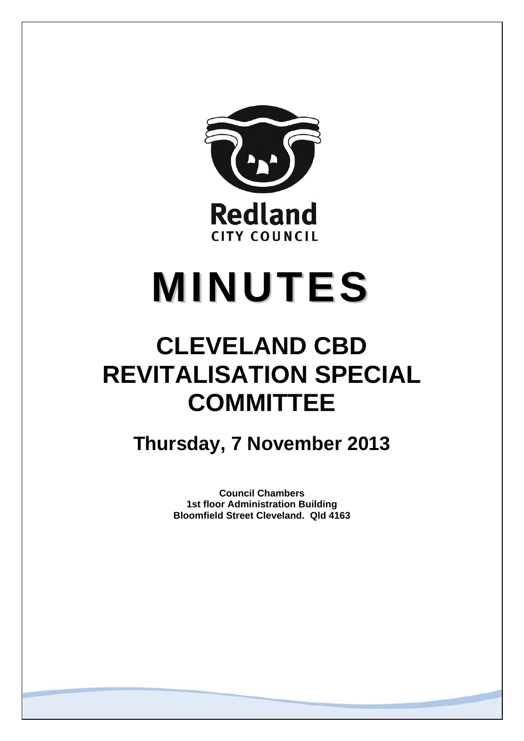Redland
CITY COUNCIL

# MINUTES

# CLEVELAND CBD REVITALISATION SPECIAL COMMITTEE

## Thursday, 7 November 2013

**Council Chambers**
**1st floor Administration Building**
**Bloomfield Street Cleveland. Qld 4163**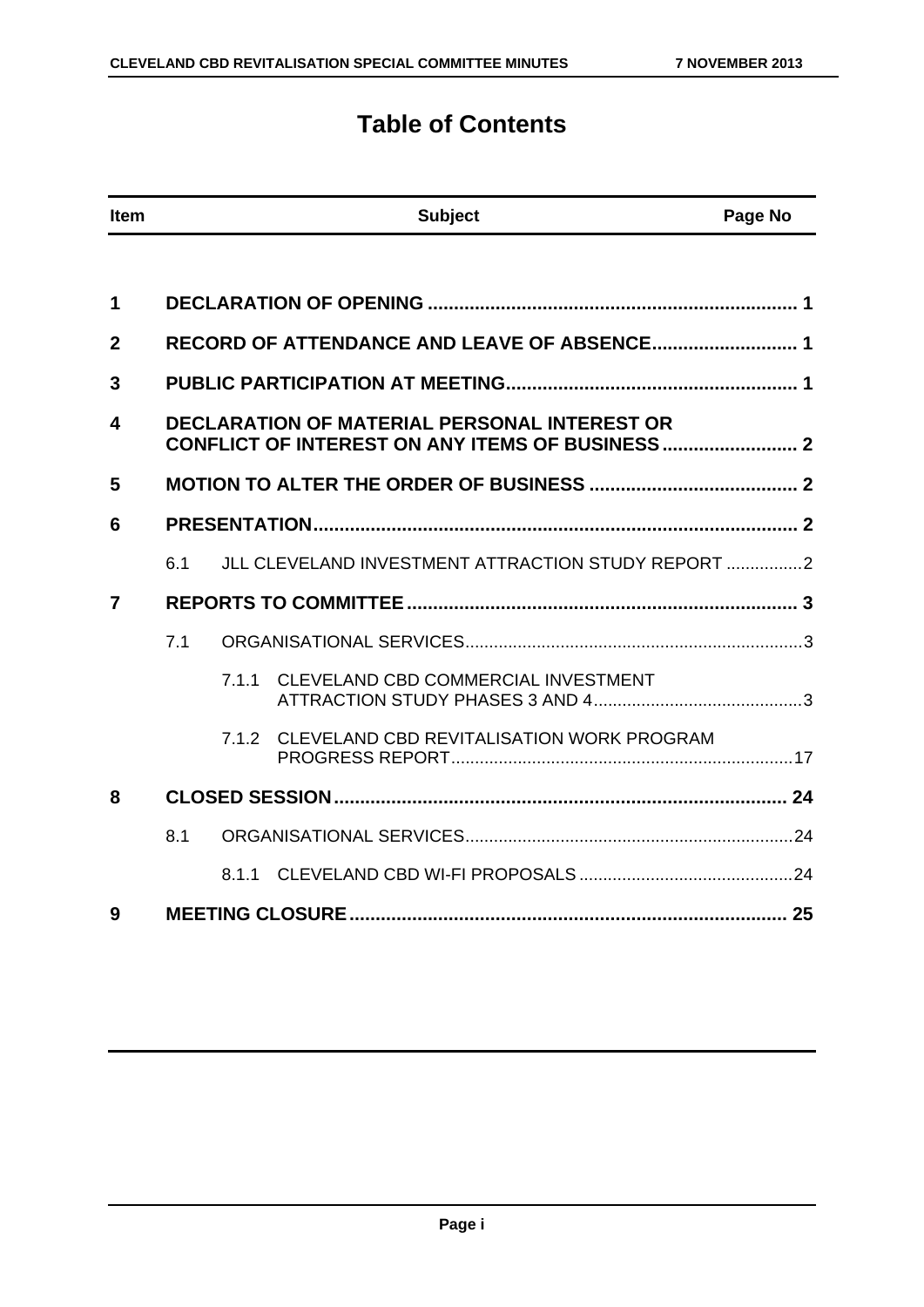# Table of Contents

| Item | | | Subject | Page No |
|---|---|---|---|---|
| **1** | | | **DECLARATION OF OPENING** | **1** |
| **2** | | | **RECORD OF ATTENDANCE AND LEAVE OF ABSENCE** | **1** |
| **3** | | | **PUBLIC PARTICIPATION AT MEETING** | **1** |
| **4** | | | **DECLARATION OF MATERIAL PERSONAL INTEREST OR CONFLICT OF INTEREST ON ANY ITEMS OF BUSINESS** | **2** |
| **5** | | | **MOTION TO ALTER THE ORDER OF BUSINESS** | **2** |
| **6** | | | **PRESENTATION** | **2** |
| | 6.1 | | JLL CLEVELAND INVESTMENT ATTRACTION STUDY REPORT | 2 |
| **7** | | | **REPORTS TO COMMITTEE** | **3** |
| | 7.1 | | ORGANISATIONAL SERVICES | 3 |
| | | 7.1.1 | CLEVELAND CBD COMMERCIAL INVESTMENT ATTRACTION STUDY PHASES 3 AND 4 | 3 |
| | | 7.1.2 | CLEVELAND CBD REVITALISATION WORK PROGRAM PROGRESS REPORT | 17 |
| **8** | | | **CLOSED SESSION** | **24** |
| | 8.1 | | ORGANISATIONAL SERVICES | 24 |
| | | 8.1.1 | CLEVELAND CBD WI-FI PROPOSALS | 24 |
| **9** | | | **MEETING CLOSURE** | **25** |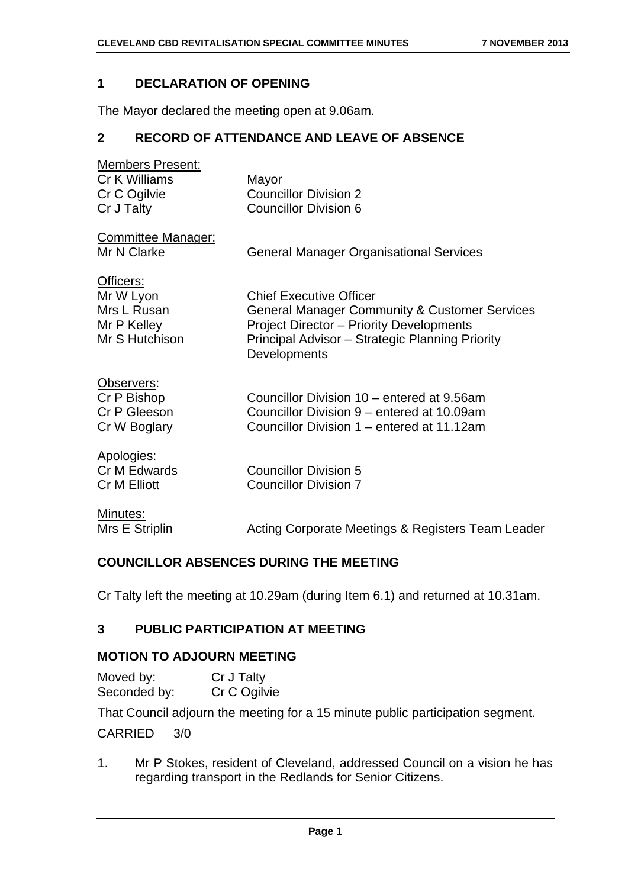## 1 DECLARATION OF OPENING

The Mayor declared the meeting open at 9.06am.

## 2 RECORD OF ATTENDANCE AND LEAVE OF ABSENCE

Members Present:

| | |
|---|---|
| Cr K Williams | Mayor |
| Cr C Ogilvie | Councillor Division 2 |
| Cr J Talty | Councillor Division 6 |

Committee Manager:

| | |
|---|---|
| Mr N Clarke | General Manager Organisational Services |

Officers:

| | |
|---|---|
| Mr W Lyon | Chief Executive Officer |
| Mrs L Rusan | General Manager Community & Customer Services |
| Mr P Kelley | Project Director – Priority Developments |
| Mr S Hutchison | Principal Advisor – Strategic Planning Priority Developments |

Observers:

| | |
|---|---|
| Cr P Bishop | Councillor Division 10 – entered at 9.56am |
| Cr P Gleeson | Councillor Division 9 – entered at 10.09am |
| Cr W Boglary | Councillor Division 1 – entered at 11.12am |

Apologies:

| | |
|---|---|
| Cr M Edwards | Councillor Division 5 |
| Cr M Elliott | Councillor Division 7 |

Minutes:

| | |
|---|---|
| Mrs E Striplin | Acting Corporate Meetings & Registers Team Leader |

### COUNCILLOR ABSENCES DURING THE MEETING

Cr Talty left the meeting at 10.29am (during Item 6.1) and returned at 10.31am.

## 3 PUBLIC PARTICIPATION AT MEETING

### MOTION TO ADJOURN MEETING

Moved by: Cr J Talty
Seconded by: Cr C Ogilvie

That Council adjourn the meeting for a 15 minute public participation segment.

CARRIED 3/0

1. Mr P Stokes, resident of Cleveland, addressed Council on a vision he has regarding transport in the Redlands for Senior Citizens.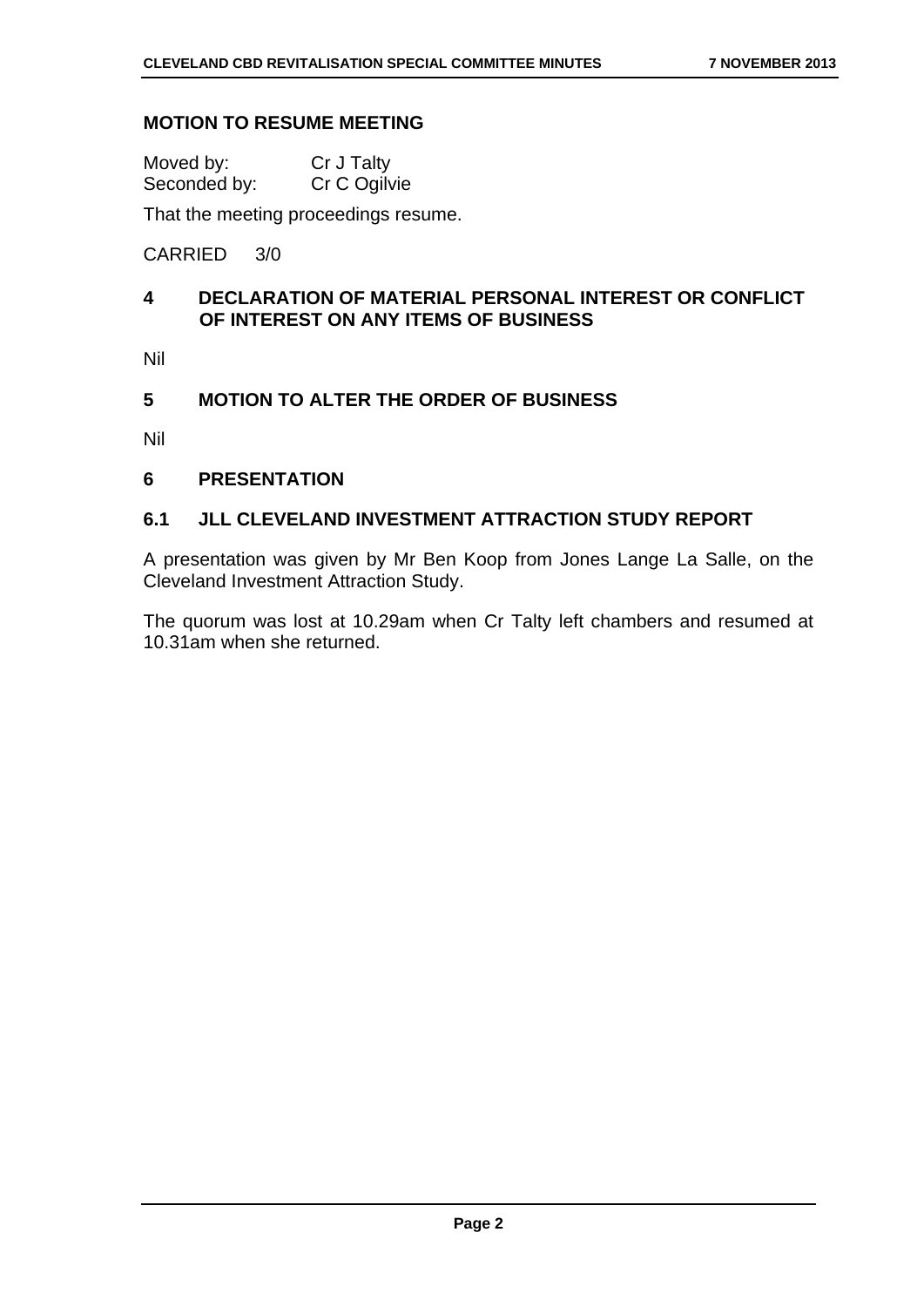## MOTION TO RESUME MEETING

Moved by: Cr J Talty
Seconded by: Cr C Ogilvie

That the meeting proceedings resume.

CARRIED 3/0

## 4 DECLARATION OF MATERIAL PERSONAL INTEREST OR CONFLICT OF INTEREST ON ANY ITEMS OF BUSINESS

Nil

## 5 MOTION TO ALTER THE ORDER OF BUSINESS

Nil

## 6 PRESENTATION

### 6.1 JLL CLEVELAND INVESTMENT ATTRACTION STUDY REPORT

A presentation was given by Mr Ben Koop from Jones Lange La Salle, on the Cleveland Investment Attraction Study.

The quorum was lost at 10.29am when Cr Talty left chambers and resumed at 10.31am when she returned.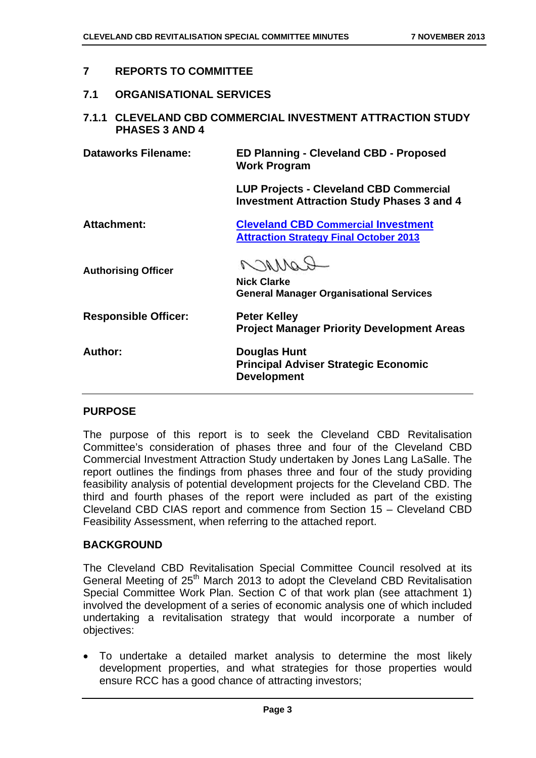## 7 REPORTS TO COMMITTEE

### 7.1 ORGANISATIONAL SERVICES

#### 7.1.1 CLEVELAND CBD COMMERCIAL INVESTMENT ATTRACTION STUDY PHASES 3 AND 4

| | |
|---|---|
| **Dataworks Filename:** | **ED Planning - Cleveland CBD - Proposed Work Program** |
| | **LUP Projects - Cleveland CBD Commercial Investment Attraction Study Phases 3 and 4** |
| **Attachment:** | **Cleveland CBD Commercial Investment Attraction Strategy Final October 2013** |
| **Authorising Officer** | **Nick Clarke**<br>**General Manager Organisational Services** |
| **Responsible Officer:** | **Peter Kelley**<br>**Project Manager Priority Development Areas** |
| **Author:** | **Douglas Hunt**<br>**Principal Adviser Strategic Economic Development** |

### PURPOSE

The purpose of this report is to seek the Cleveland CBD Revitalisation Committee's consideration of phases three and four of the Cleveland CBD Commercial Investment Attraction Study undertaken by Jones Lang LaSalle. The report outlines the findings from phases three and four of the study providing feasibility analysis of potential development projects for the Cleveland CBD. The third and fourth phases of the report were included as part of the existing Cleveland CBD CIAS report and commence from Section 15 – Cleveland CBD Feasibility Assessment, when referring to the attached report.

### BACKGROUND

The Cleveland CBD Revitalisation Special Committee Council resolved at its General Meeting of 25th March 2013 to adopt the Cleveland CBD Revitalisation Special Committee Work Plan. Section C of that work plan (see attachment 1) involved the development of a series of economic analysis one of which included undertaking a revitalisation strategy that would incorporate a number of objectives:

- To undertake a detailed market analysis to determine the most likely development properties, and what strategies for those properties would ensure RCC has a good chance of attracting investors;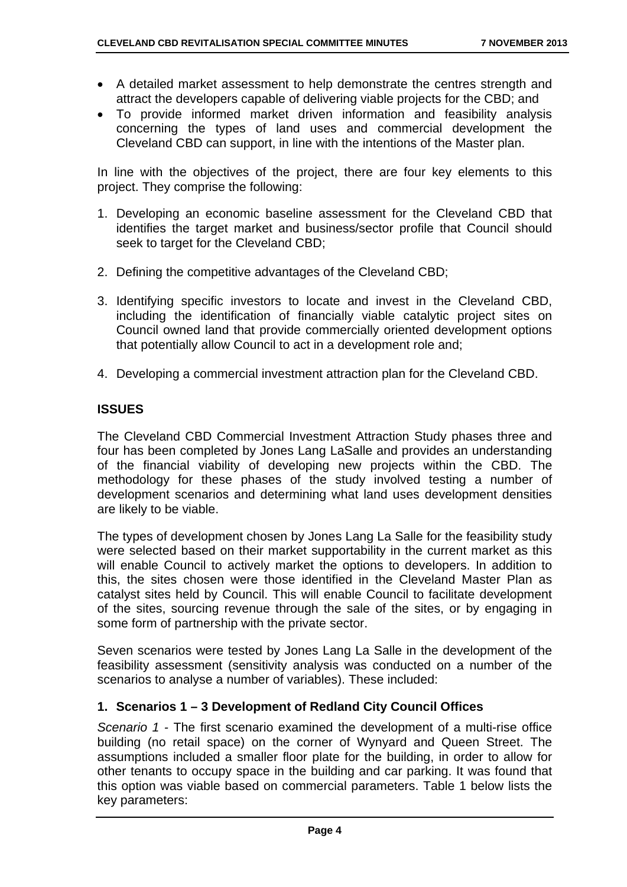- A detailed market assessment to help demonstrate the centres strength and attract the developers capable of delivering viable projects for the CBD; and
- To provide informed market driven information and feasibility analysis concerning the types of land uses and commercial development the Cleveland CBD can support, in line with the intentions of the Master plan.

In line with the objectives of the project, there are four key elements to this project. They comprise the following:

1. Developing an economic baseline assessment for the Cleveland CBD that identifies the target market and business/sector profile that Council should seek to target for the Cleveland CBD;

2. Defining the competitive advantages of the Cleveland CBD;

3. Identifying specific investors to locate and invest in the Cleveland CBD, including the identification of financially viable catalytic project sites on Council owned land that provide commercially oriented development options that potentially allow Council to act in a development role and;

4. Developing a commercial investment attraction plan for the Cleveland CBD.

## ISSUES

The Cleveland CBD Commercial Investment Attraction Study phases three and four has been completed by Jones Lang LaSalle and provides an understanding of the financial viability of developing new projects within the CBD. The methodology for these phases of the study involved testing a number of development scenarios and determining what land uses development densities are likely to be viable.

The types of development chosen by Jones Lang La Salle for the feasibility study were selected based on their market supportability in the current market as this will enable Council to actively market the options to developers. In addition to this, the sites chosen were those identified in the Cleveland Master Plan as catalyst sites held by Council. This will enable Council to facilitate development of the sites, sourcing revenue through the sale of the sites, or by engaging in some form of partnership with the private sector.

Seven scenarios were tested by Jones Lang La Salle in the development of the feasibility assessment (sensitivity analysis was conducted on a number of the scenarios to analyse a number of variables). These included:

### 1. Scenarios 1 – 3 Development of Redland City Council Offices

*Scenario 1* - The first scenario examined the development of a multi-rise office building (no retail space) on the corner of Wynyard and Queen Street. The assumptions included a smaller floor plate for the building, in order to allow for other tenants to occupy space in the building and car parking. It was found that this option was viable based on commercial parameters. Table 1 below lists the key parameters: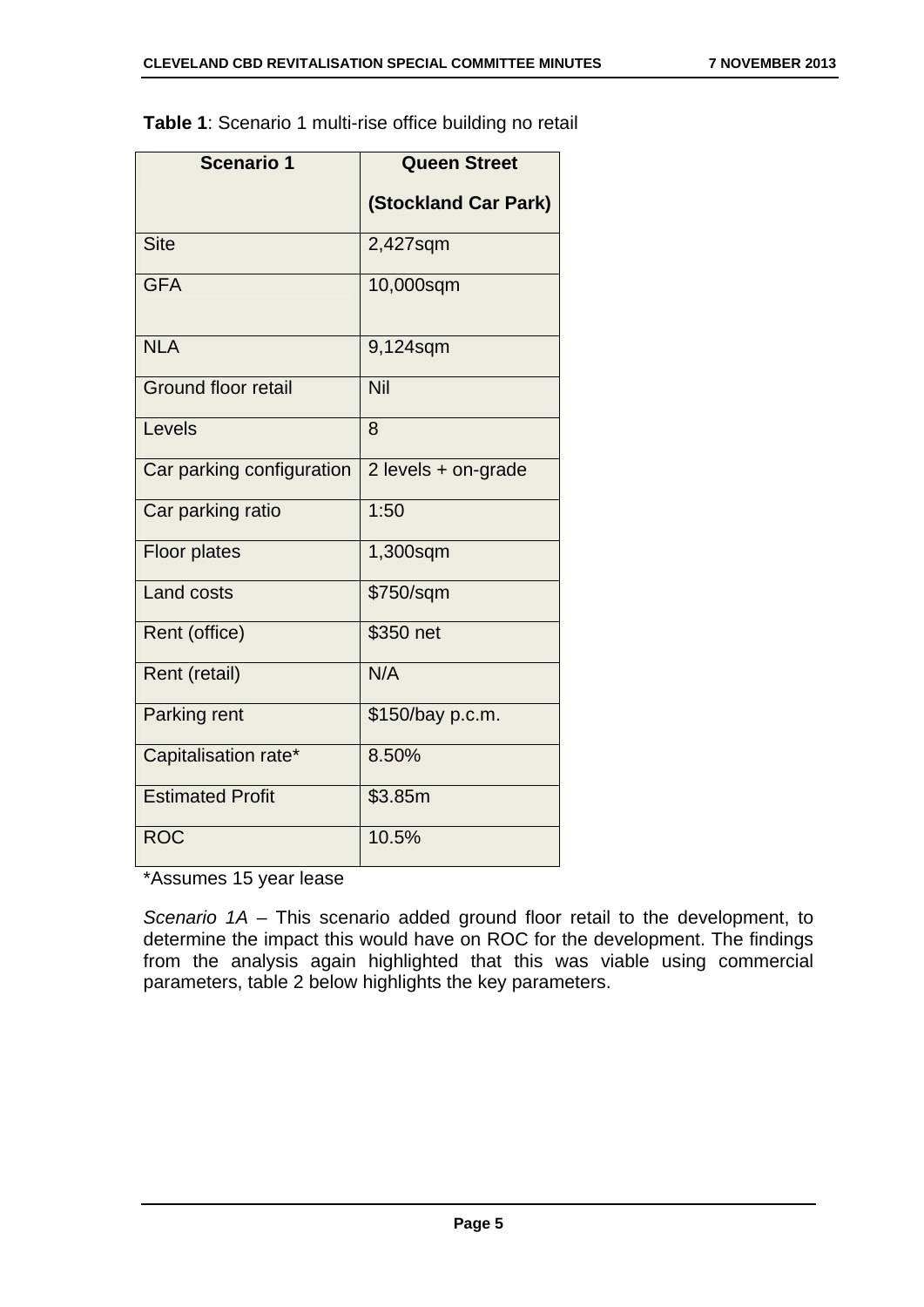**Table 1**: Scenario 1 multi-rise office building no retail

| Scenario 1 | Queen Street (Stockland Car Park) |
|---|---|
| Site | 2,427sqm |
| GFA | 10,000sqm |
| NLA | 9,124sqm |
| Ground floor retail | Nil |
| Levels | 8 |
| Car parking configuration | 2 levels + on-grade |
| Car parking ratio | 1:50 |
| Floor plates | 1,300sqm |
| Land costs | $750/sqm |
| Rent (office) | $350 net |
| Rent (retail) | N/A |
| Parking rent | $150/bay p.c.m. |
| Capitalisation rate* | 8.50% |
| Estimated Profit | $3.85m |
| ROC | 10.5% |

*Assumes 15 year lease

*Scenario 1A* – This scenario added ground floor retail to the development, to determine the impact this would have on ROC for the development. The findings from the analysis again highlighted that this was viable using commercial parameters, table 2 below highlights the key parameters.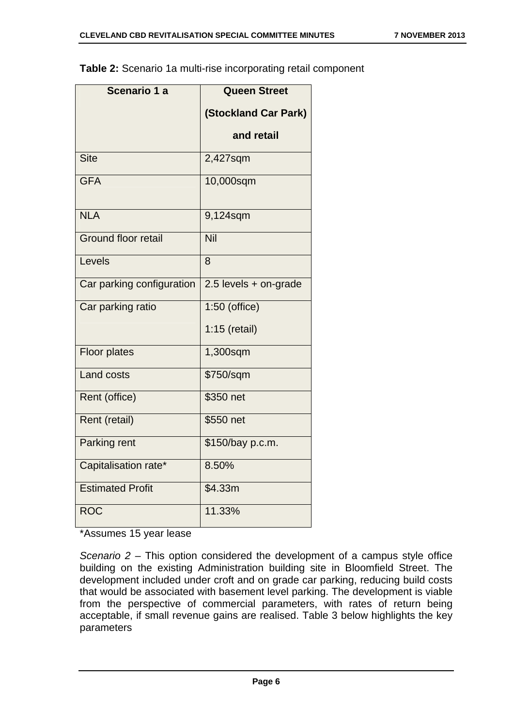**Table 2:** Scenario 1a multi-rise incorporating retail component

| Scenario 1 a | Queen Street (Stockland Car Park) and retail |
|---|---|
| Site | 2,427sqm |
| GFA | 10,000sqm |
| NLA | 9,124sqm |
| Ground floor retail | Nil |
| Levels | 8 |
| Car parking configuration | 2.5 levels + on-grade |
| Car parking ratio | 1:50 (office)<br>1:15 (retail) |
| Floor plates | 1,300sqm |
| Land costs | $750/sqm |
| Rent (office) | $350 net |
| Rent (retail) | $550 net |
| Parking rent | $150/bay p.c.m. |
| Capitalisation rate* | 8.50% |
| Estimated Profit | $4.33m |
| ROC | 11.33% |

*Assumes 15 year lease

*Scenario 2* – This option considered the development of a campus style office building on the existing Administration building site in Bloomfield Street. The development included under croft and on grade car parking, reducing build costs that would be associated with basement level parking. The development is viable from the perspective of commercial parameters, with rates of return being acceptable, if small revenue gains are realised. Table 3 below highlights the key parameters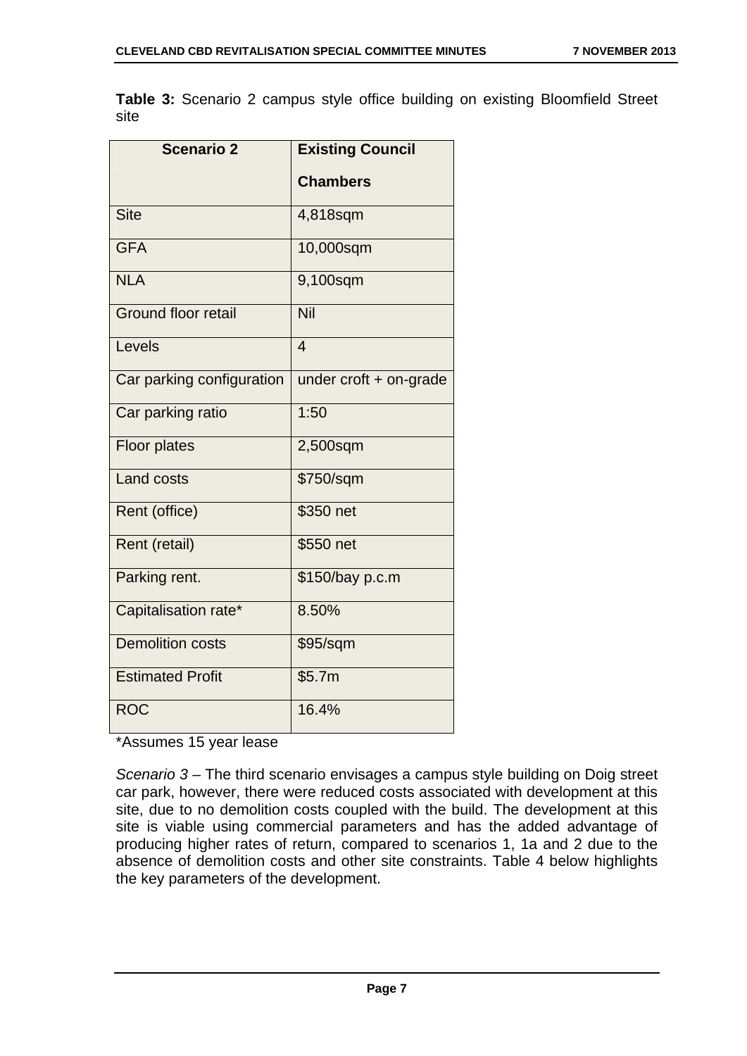**Table 3:** Scenario 2 campus style office building on existing Bloomfield Street site

| Scenario 2 | Existing Council Chambers |
|---|---|
| Site | 4,818sqm |
| GFA | 10,000sqm |
| NLA | 9,100sqm |
| Ground floor retail | Nil |
| Levels | 4 |
| Car parking configuration | under croft + on-grade |
| Car parking ratio | 1:50 |
| Floor plates | 2,500sqm |
| Land costs | $750/sqm |
| Rent (office) | $350 net |
| Rent (retail) | $550 net |
| Parking rent. | $150/bay p.c.m |
| Capitalisation rate* | 8.50% |
| Demolition costs | $95/sqm |
| Estimated Profit | $5.7m |
| ROC | 16.4% |

*Assumes 15 year lease

*Scenario 3* – The third scenario envisages a campus style building on Doig street car park, however, there were reduced costs associated with development at this site, due to no demolition costs coupled with the build. The development at this site is viable using commercial parameters and has the added advantage of producing higher rates of return, compared to scenarios 1, 1a and 2 due to the absence of demolition costs and other site constraints. Table 4 below highlights the key parameters of the development.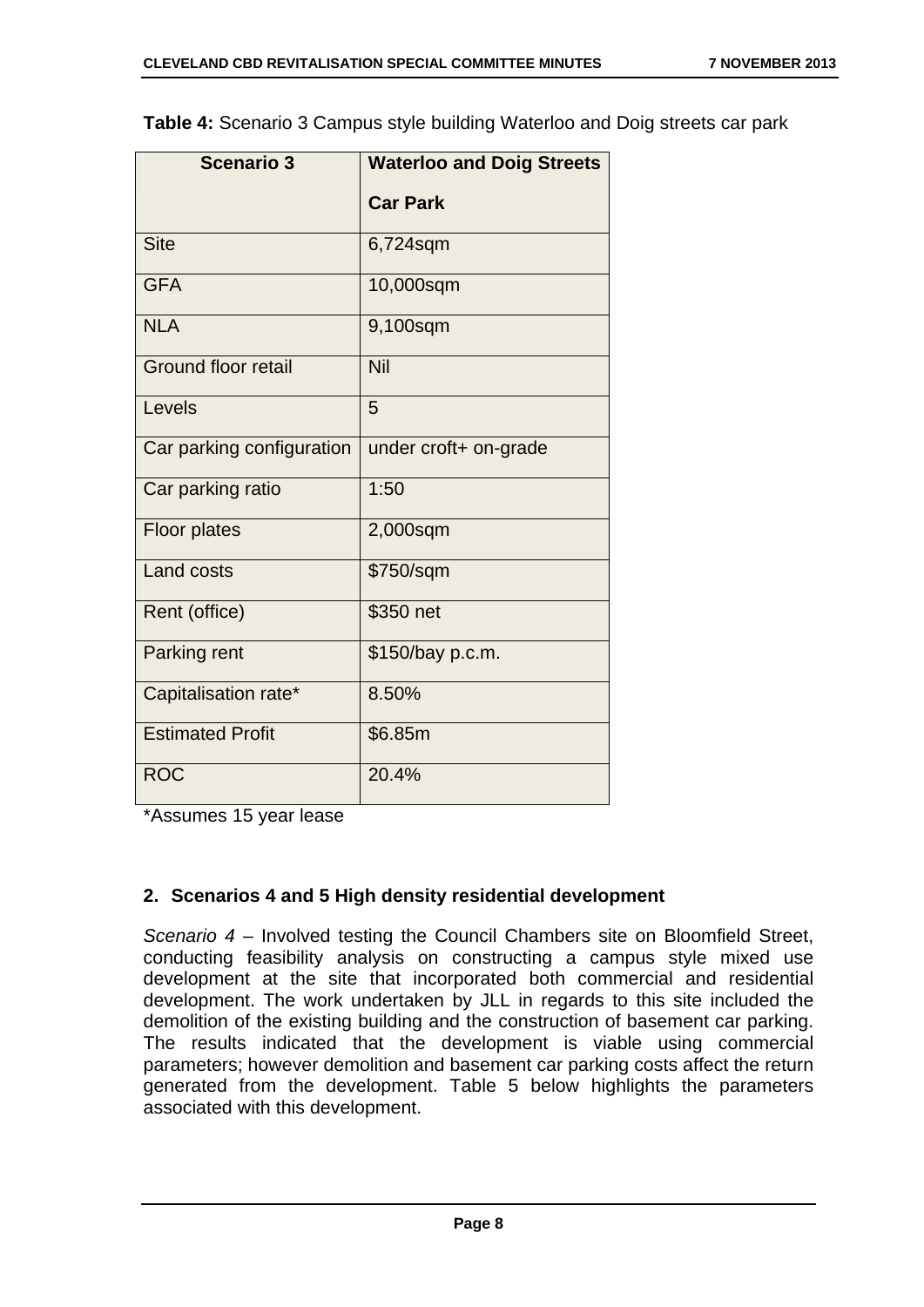**Table 4:** Scenario 3 Campus style building Waterloo and Doig streets car park

| Scenario 3 | Waterloo and Doig Streets Car Park |
|---|---|
| Site | 6,724sqm |
| GFA | 10,000sqm |
| NLA | 9,100sqm |
| Ground floor retail | Nil |
| Levels | 5 |
| Car parking configuration | under croft+ on-grade |
| Car parking ratio | 1:50 |
| Floor plates | 2,000sqm |
| Land costs | $750/sqm |
| Rent (office) | $350 net |
| Parking rent | $150/bay p.c.m. |
| Capitalisation rate* | 8.50% |
| Estimated Profit | $6.85m |
| ROC | 20.4% |

*Assumes 15 year lease

## 2. Scenarios 4 and 5 High density residential development

*Scenario 4* – Involved testing the Council Chambers site on Bloomfield Street, conducting feasibility analysis on constructing a campus style mixed use development at the site that incorporated both commercial and residential development. The work undertaken by JLL in regards to this site included the demolition of the existing building and the construction of basement car parking. The results indicated that the development is viable using commercial parameters; however demolition and basement car parking costs affect the return generated from the development. Table 5 below highlights the parameters associated with this development.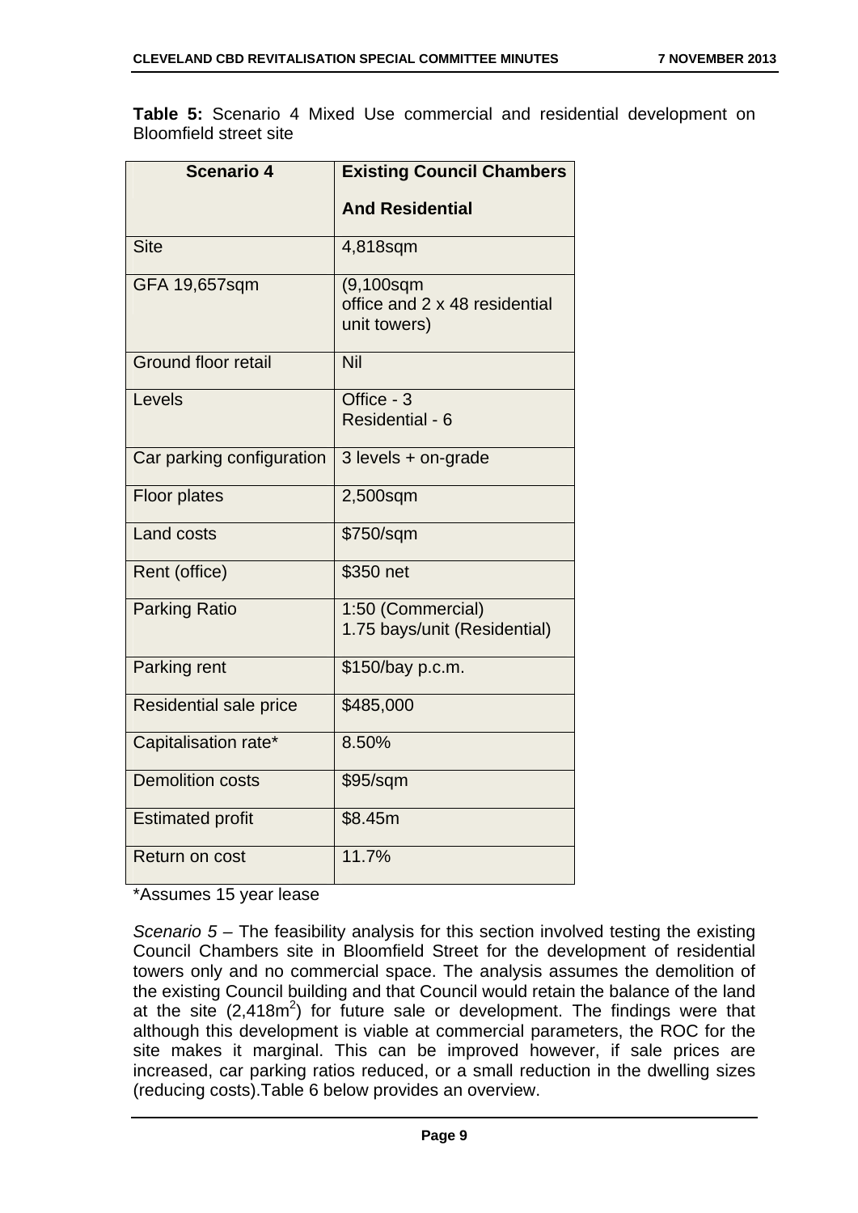**Table 5:** Scenario 4 Mixed Use commercial and residential development on Bloomfield street site

| Scenario 4 | Existing Council Chambers<br><br>And Residential |
|---|---|
| Site | 4,818sqm |
| GFA 19,657sqm | (9,100sqm office and 2 x 48 residential unit towers) |
| Ground floor retail | Nil |
| Levels | Office - 3<br>Residential - 6 |
| Car parking configuration | 3 levels + on-grade |
| Floor plates | 2,500sqm |
| Land costs | $750/sqm |
| Rent (office) | $350 net |
| Parking Ratio | 1:50 (Commercial)<br>1.75 bays/unit (Residential) |
| Parking rent | $150/bay p.c.m. |
| Residential sale price | $485,000 |
| Capitalisation rate* | 8.50% |
| Demolition costs | $95/sqm |
| Estimated profit | $8.45m |
| Return on cost | 11.7% |

*Assumes 15 year lease

*Scenario 5* – The feasibility analysis for this section involved testing the existing Council Chambers site in Bloomfield Street for the development of residential towers only and no commercial space. The analysis assumes the demolition of the existing Council building and that Council would retain the balance of the land at the site (2,418m$^2$) for future sale or development. The findings were that although this development is viable at commercial parameters, the ROC for the site makes it marginal. This can be improved however, if sale prices are increased, car parking ratios reduced, or a small reduction in the dwelling sizes (reducing costs).Table 6 below provides an overview.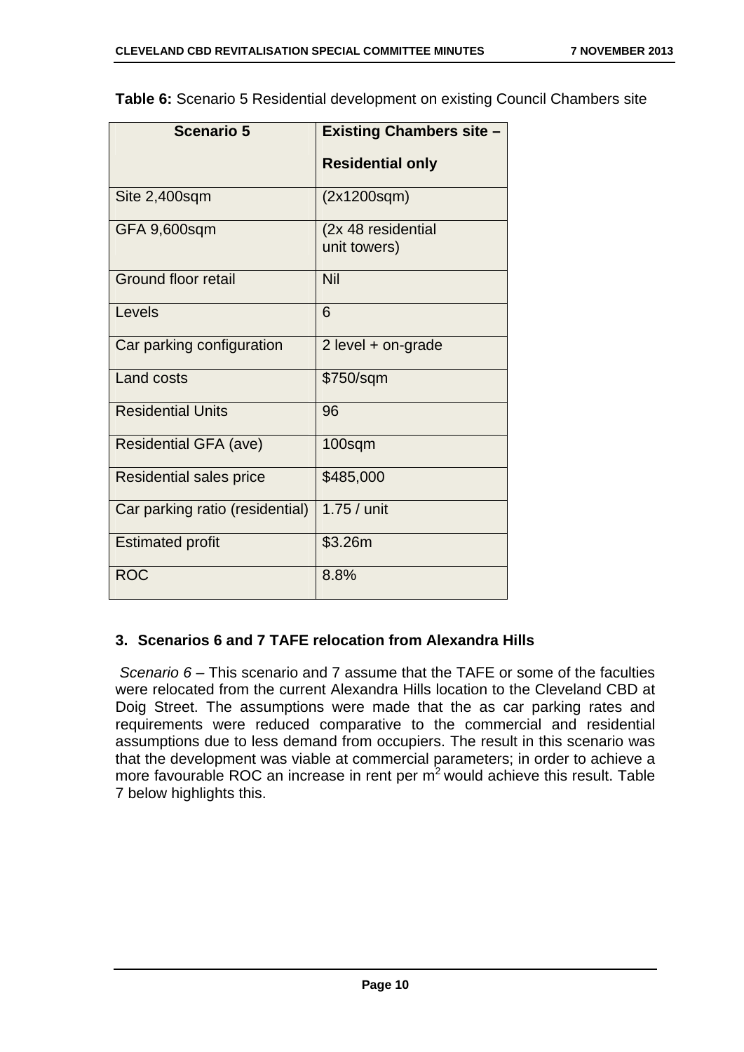**Table 6:** Scenario 5 Residential development on existing Council Chambers site

| Scenario 5 | Existing Chambers site – Residential only |
|---|---|
| Site 2,400sqm | (2x1200sqm) |
| GFA 9,600sqm | (2x 48 residential unit towers) |
| Ground floor retail | Nil |
| Levels | 6 |
| Car parking configuration | 2 level + on-grade |
| Land costs | $750/sqm |
| Residential Units | 96 |
| Residential GFA (ave) | 100sqm |
| Residential sales price | $485,000 |
| Car parking ratio (residential) | 1.75 / unit |
| Estimated profit | $3.26m |
| ROC | 8.8% |

### 3. Scenarios 6 and 7 TAFE relocation from Alexandra Hills

*Scenario 6* – This scenario and 7 assume that the TAFE or some of the faculties were relocated from the current Alexandra Hills location to the Cleveland CBD at Doig Street. The assumptions were made that the as car parking rates and requirements were reduced comparative to the commercial and residential assumptions due to less demand from occupiers. The result in this scenario was that the development was viable at commercial parameters; in order to achieve a more favourable ROC an increase in rent per $m^2$ would achieve this result. Table 7 below highlights this.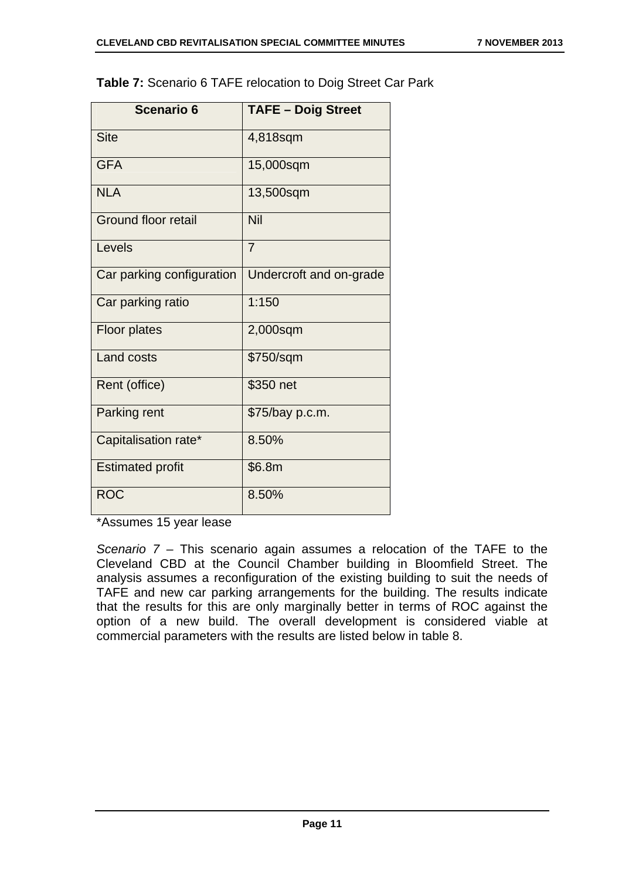**Table 7:** Scenario 6 TAFE relocation to Doig Street Car Park

| Scenario 6 | TAFE – Doig Street |
|---|---|
| Site | 4,818sqm |
| GFA | 15,000sqm |
| NLA | 13,500sqm |
| Ground floor retail | Nil |
| Levels | 7 |
| Car parking configuration | Undercroft and on-grade |
| Car parking ratio | 1:150 |
| Floor plates | 2,000sqm |
| Land costs | $750/sqm |
| Rent (office) | $350 net |
| Parking rent | $75/bay p.c.m. |
| Capitalisation rate* | 8.50% |
| Estimated profit | $6.8m |
| ROC | 8.50% |

*Assumes 15 year lease

*Scenario 7* – This scenario again assumes a relocation of the TAFE to the Cleveland CBD at the Council Chamber building in Bloomfield Street. The analysis assumes a reconfiguration of the existing building to suit the needs of TAFE and new car parking arrangements for the building. The results indicate that the results for this are only marginally better in terms of ROC against the option of a new build. The overall development is considered viable at commercial parameters with the results are listed below in table 8.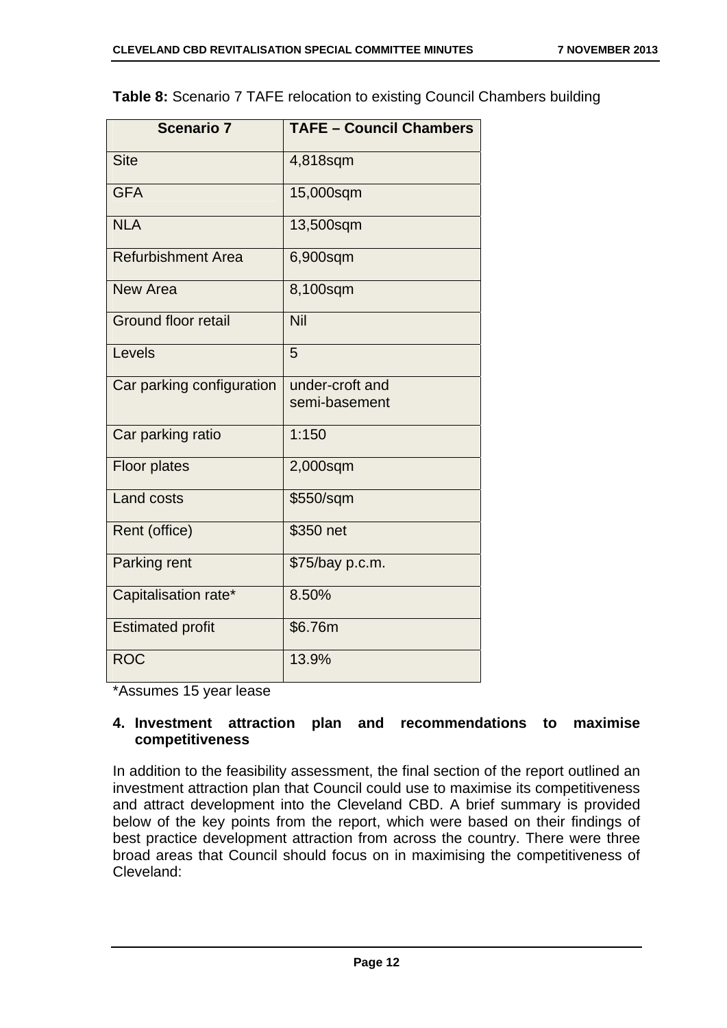**Table 8:** Scenario 7 TAFE relocation to existing Council Chambers building

| Scenario 7 | TAFE – Council Chambers |
|---|---|
| Site | 4,818sqm |
| GFA | 15,000sqm |
| NLA | 13,500sqm |
| Refurbishment Area | 6,900sqm |
| New Area | 8,100sqm |
| Ground floor retail | Nil |
| Levels | 5 |
| Car parking configuration | under-croft and semi-basement |
| Car parking ratio | 1:150 |
| Floor plates | 2,000sqm |
| Land costs | $550/sqm |
| Rent (office) | $350 net |
| Parking rent | $75/bay p.c.m. |
| Capitalisation rate* | 8.50% |
| Estimated profit | $6.76m |
| ROC | 13.9% |

*Assumes 15 year lease

### 4. Investment attraction plan and recommendations to maximise competitiveness

In addition to the feasibility assessment, the final section of the report outlined an investment attraction plan that Council could use to maximise its competitiveness and attract development into the Cleveland CBD. A brief summary is provided below of the key points from the report, which were based on their findings of best practice development attraction from across the country. There were three broad areas that Council should focus on in maximising the competitiveness of Cleveland: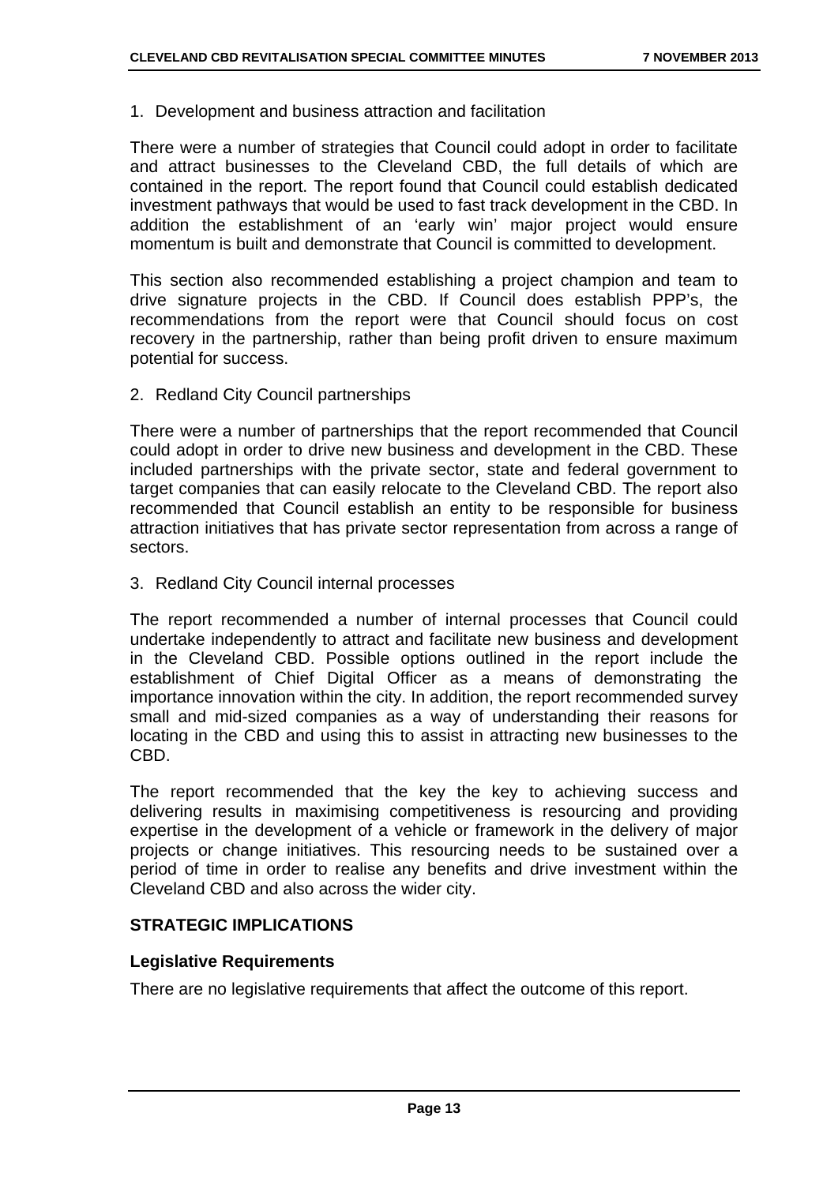1. Development and business attraction and facilitation

There were a number of strategies that Council could adopt in order to facilitate and attract businesses to the Cleveland CBD, the full details of which are contained in the report. The report found that Council could establish dedicated investment pathways that would be used to fast track development in the CBD. In addition the establishment of an 'early win' major project would ensure momentum is built and demonstrate that Council is committed to development.

This section also recommended establishing a project champion and team to drive signature projects in the CBD. If Council does establish PPP's, the recommendations from the report were that Council should focus on cost recovery in the partnership, rather than being profit driven to ensure maximum potential for success.

2. Redland City Council partnerships

There were a number of partnerships that the report recommended that Council could adopt in order to drive new business and development in the CBD. These included partnerships with the private sector, state and federal government to target companies that can easily relocate to the Cleveland CBD. The report also recommended that Council establish an entity to be responsible for business attraction initiatives that has private sector representation from across a range of sectors.

3. Redland City Council internal processes

The report recommended a number of internal processes that Council could undertake independently to attract and facilitate new business and development in the Cleveland CBD. Possible options outlined in the report include the establishment of Chief Digital Officer as a means of demonstrating the importance innovation within the city. In addition, the report recommended survey small and mid-sized companies as a way of understanding their reasons for locating in the CBD and using this to assist in attracting new businesses to the CBD.

The report recommended that the key the key to achieving success and delivering results in maximising competitiveness is resourcing and providing expertise in the development of a vehicle or framework in the delivery of major projects or change initiatives. This resourcing needs to be sustained over a period of time in order to realise any benefits and drive investment within the Cleveland CBD and also across the wider city.

## STRATEGIC IMPLICATIONS

### Legislative Requirements

There are no legislative requirements that affect the outcome of this report.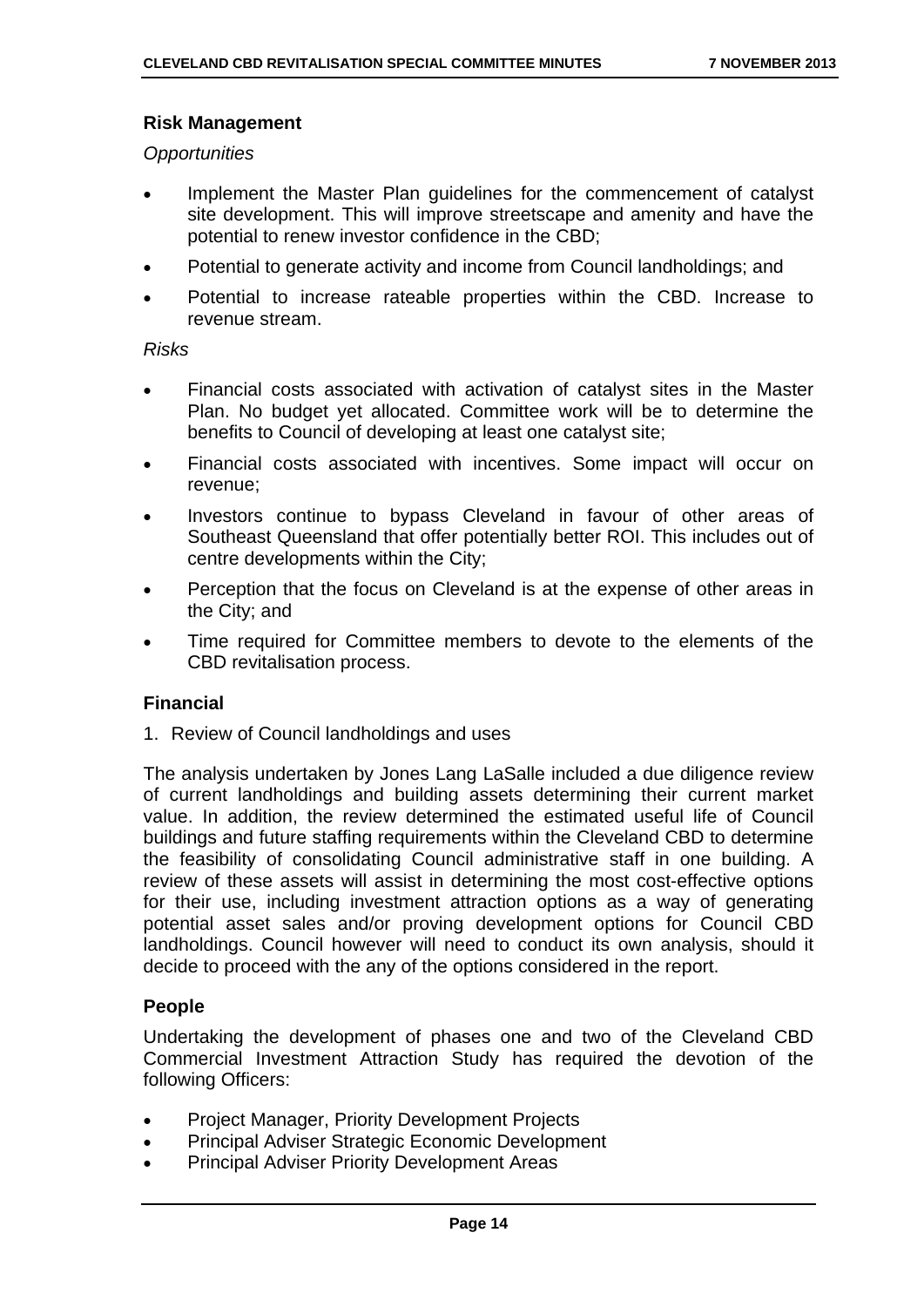### Risk Management

*Opportunities*

- Implement the Master Plan guidelines for the commencement of catalyst site development. This will improve streetscape and amenity and have the potential to renew investor confidence in the CBD;
- Potential to generate activity and income from Council landholdings; and
- Potential to increase rateable properties within the CBD. Increase to revenue stream.

*Risks*

- Financial costs associated with activation of catalyst sites in the Master Plan. No budget yet allocated. Committee work will be to determine the benefits to Council of developing at least one catalyst site;
- Financial costs associated with incentives. Some impact will occur on revenue;
- Investors continue to bypass Cleveland in favour of other areas of Southeast Queensland that offer potentially better ROI. This includes out of centre developments within the City;
- Perception that the focus on Cleveland is at the expense of other areas in the City; and
- Time required for Committee members to devote to the elements of the CBD revitalisation process.

### Financial

1. Review of Council landholdings and uses

The analysis undertaken by Jones Lang LaSalle included a due diligence review of current landholdings and building assets determining their current market value. In addition, the review determined the estimated useful life of Council buildings and future staffing requirements within the Cleveland CBD to determine the feasibility of consolidating Council administrative staff in one building. A review of these assets will assist in determining the most cost-effective options for their use, including investment attraction options as a way of generating potential asset sales and/or proving development options for Council CBD landholdings. Council however will need to conduct its own analysis, should it decide to proceed with the any of the options considered in the report.

### People

Undertaking the development of phases one and two of the Cleveland CBD Commercial Investment Attraction Study has required the devotion of the following Officers:

- Project Manager, Priority Development Projects
- Principal Adviser Strategic Economic Development
- Principal Adviser Priority Development Areas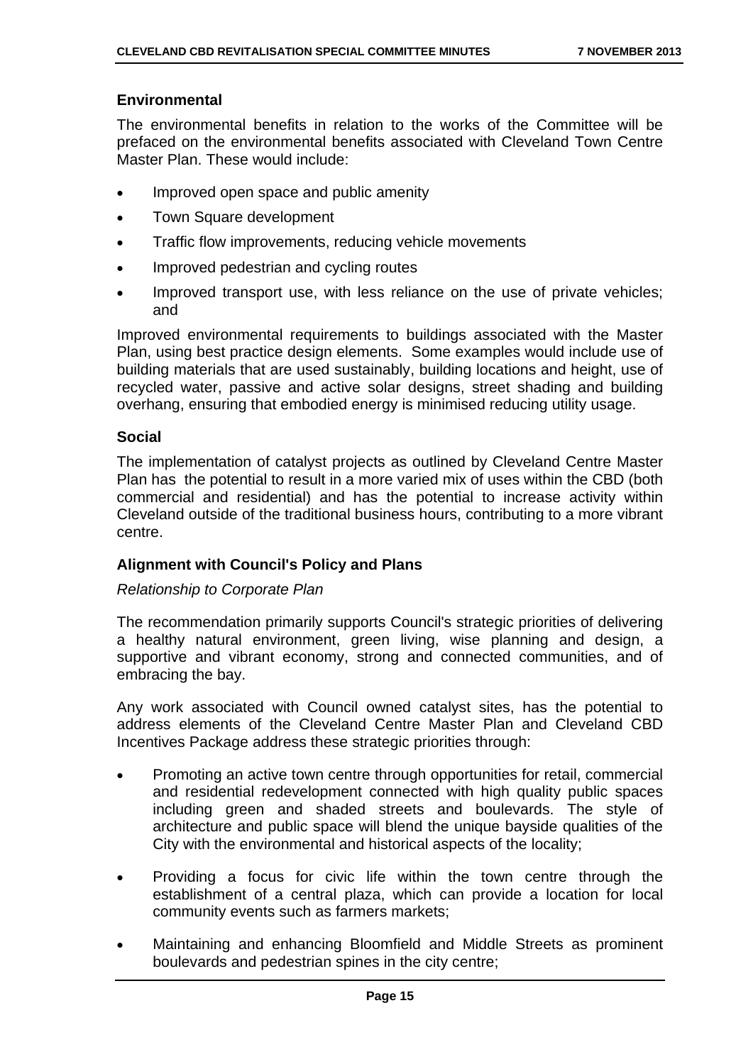### Environmental

The environmental benefits in relation to the works of the Committee will be prefaced on the environmental benefits associated with Cleveland Town Centre Master Plan. These would include:

- Improved open space and public amenity
- Town Square development
- Traffic flow improvements, reducing vehicle movements
- Improved pedestrian and cycling routes
- Improved transport use, with less reliance on the use of private vehicles; and

Improved environmental requirements to buildings associated with the Master Plan, using best practice design elements. Some examples would include use of building materials that are used sustainably, building locations and height, use of recycled water, passive and active solar designs, street shading and building overhang, ensuring that embodied energy is minimised reducing utility usage.

### Social

The implementation of catalyst projects as outlined by Cleveland Centre Master Plan has the potential to result in a more varied mix of uses within the CBD (both commercial and residential) and has the potential to increase activity within Cleveland outside of the traditional business hours, contributing to a more vibrant centre.

### Alignment with Council's Policy and Plans

*Relationship to Corporate Plan*

The recommendation primarily supports Council's strategic priorities of delivering a healthy natural environment, green living, wise planning and design, a supportive and vibrant economy, strong and connected communities, and of embracing the bay.

Any work associated with Council owned catalyst sites, has the potential to address elements of the Cleveland Centre Master Plan and Cleveland CBD Incentives Package address these strategic priorities through:

- Promoting an active town centre through opportunities for retail, commercial and residential redevelopment connected with high quality public spaces including green and shaded streets and boulevards. The style of architecture and public space will blend the unique bayside qualities of the City with the environmental and historical aspects of the locality;
- Providing a focus for civic life within the town centre through the establishment of a central plaza, which can provide a location for local community events such as farmers markets;
- Maintaining and enhancing Bloomfield and Middle Streets as prominent boulevards and pedestrian spines in the city centre;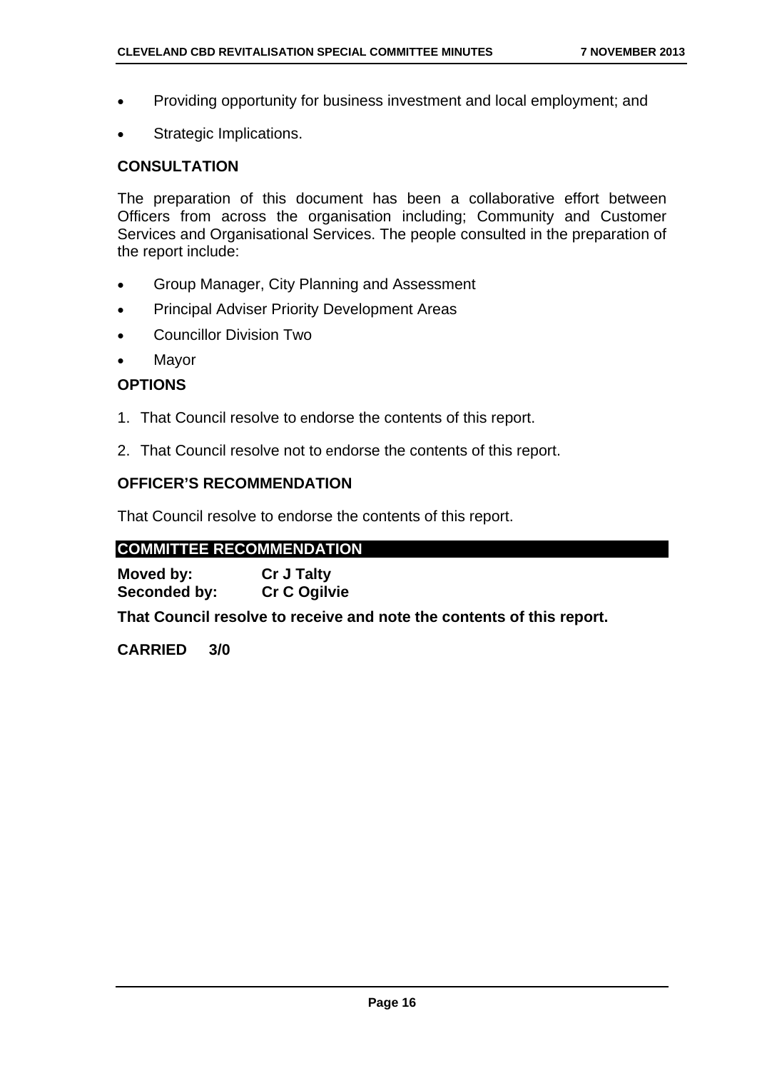- Providing opportunity for business investment and local employment; and
- Strategic Implications.

## CONSULTATION

The preparation of this document has been a collaborative effort between Officers from across the organisation including; Community and Customer Services and Organisational Services. The people consulted in the preparation of the report include:

- Group Manager, City Planning and Assessment
- Principal Adviser Priority Development Areas
- Councillor Division Two
- Mayor

## OPTIONS

1. That Council resolve to endorse the contents of this report.
2. That Council resolve not to endorse the contents of this report.

## OFFICER'S RECOMMENDATION

That Council resolve to endorse the contents of this report.

## COMMITTEE RECOMMENDATION

**Moved by:** **Cr J Talty**
**Seconded by:** **Cr C Ogilvie**

**That Council resolve to receive and note the contents of this report.**

**CARRIED 3/0**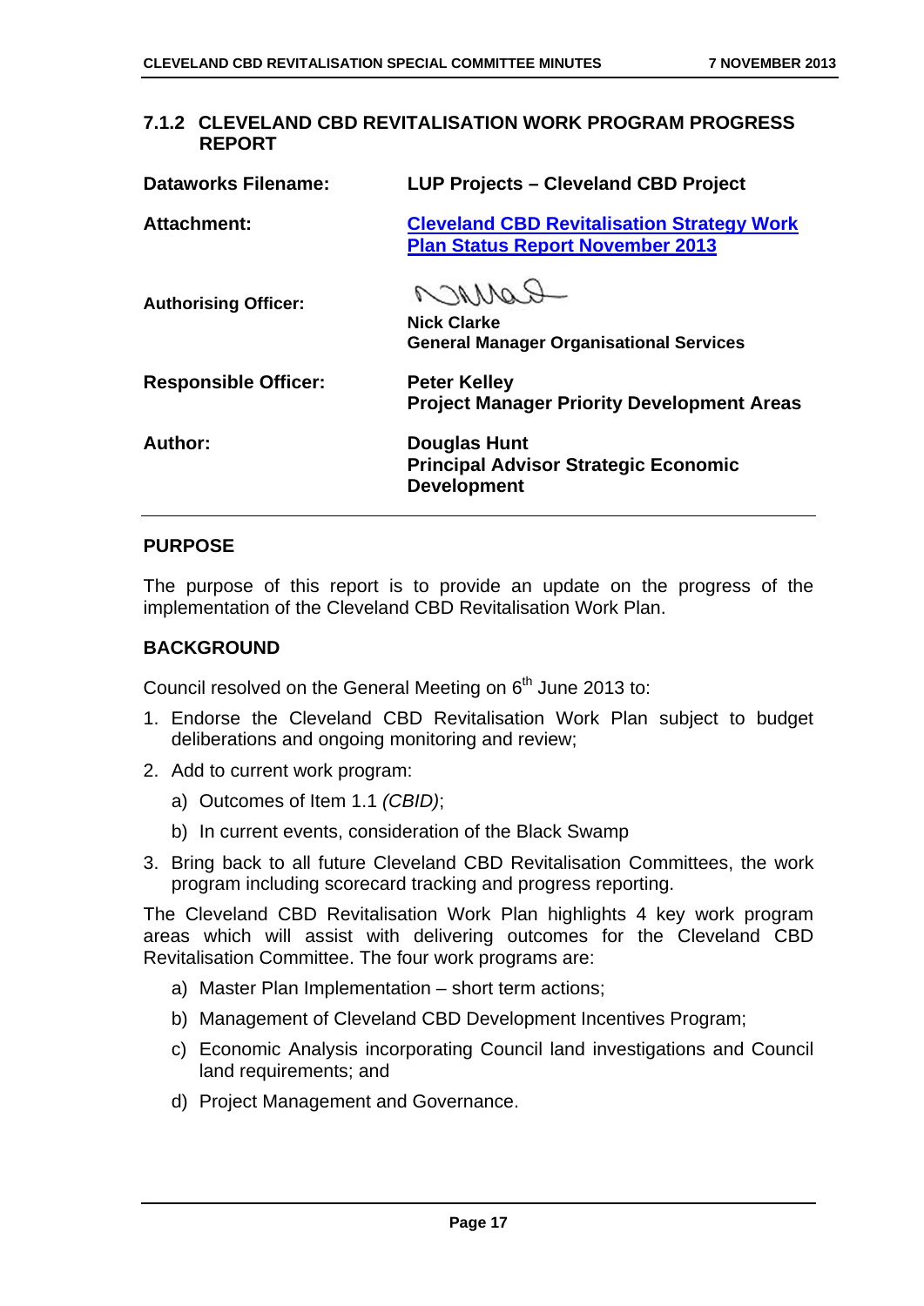### 7.1.2 CLEVELAND CBD REVITALISATION WORK PROGRAM PROGRESS REPORT

**Dataworks Filename:** LUP Projects – Cleveland CBD Project

**Attachment:** Cleveland CBD Revitalisation Strategy Work Plan Status Report November 2013

**Authorising Officer:**
Nick Clarke
General Manager Organisational Services

**Responsible Officer:**
Peter Kelley
Project Manager Priority Development Areas

**Author:**
Douglas Hunt
Principal Advisor Strategic Economic Development

---

#### PURPOSE

The purpose of this report is to provide an update on the progress of the implementation of the Cleveland CBD Revitalisation Work Plan.

#### BACKGROUND

Council resolved on the General Meeting on 6th June 2013 to:

1. Endorse the Cleveland CBD Revitalisation Work Plan subject to budget deliberations and ongoing monitoring and review;
2. Add to current work program:
   a) Outcomes of Item 1.1 *(CBID)*;
   b) In current events, consideration of the Black Swamp
3. Bring back to all future Cleveland CBD Revitalisation Committees, the work program including scorecard tracking and progress reporting.

The Cleveland CBD Revitalisation Work Plan highlights 4 key work program areas which will assist with delivering outcomes for the Cleveland CBD Revitalisation Committee. The four work programs are:

a) Master Plan Implementation – short term actions;
b) Management of Cleveland CBD Development Incentives Program;
c) Economic Analysis incorporating Council land investigations and Council land requirements; and
d) Project Management and Governance.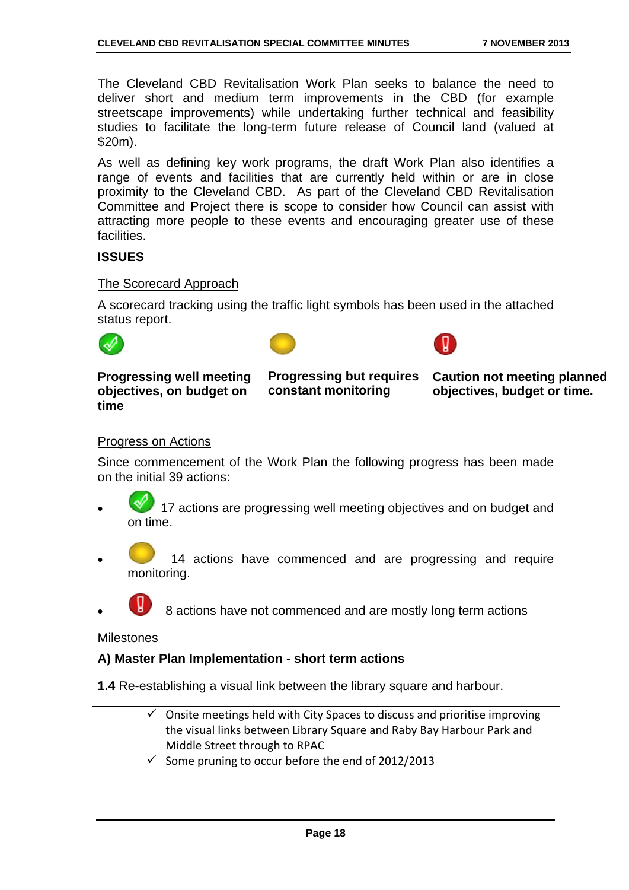The Cleveland CBD Revitalisation Work Plan seeks to balance the need to deliver short and medium term improvements in the CBD (for example streetscape improvements) while undertaking further technical and feasibility studies to facilitate the long-term future release of Council land (valued at $20m).

As well as defining key work programs, the draft Work Plan also identifies a range of events and facilities that are currently held within or are in close proximity to the Cleveland CBD. As part of the Cleveland CBD Revitalisation Committee and Project there is scope to consider how Council can assist with attracting more people to these events and encouraging greater use of these facilities.

**ISSUES**

The Scorecard Approach

A scorecard tracking using the traffic light symbols has been used in the attached status report.

| Green | Amber | Red |
|---|---|---|
| **Progressing well meeting objectives, on budget on time** | **Progressing but requires constant monitoring** | **Caution not meeting planned objectives, budget or time.** |

Progress on Actions

Since commencement of the Work Plan the following progress has been made on the initial 39 actions:

- 17 actions are progressing well meeting objectives and on budget and on time.
- 14 actions have commenced and are progressing and require monitoring.
- 8 actions have not commenced and are mostly long term actions

Milestones

**A) Master Plan Implementation - short term actions**

**1.4** Re-establishing a visual link between the library square and harbour.

- ✓ Onsite meetings held with City Spaces to discuss and prioritise improving the visual links between Library Square and Raby Bay Harbour Park and Middle Street through to RPAC
- ✓ Some pruning to occur before the end of 2012/2013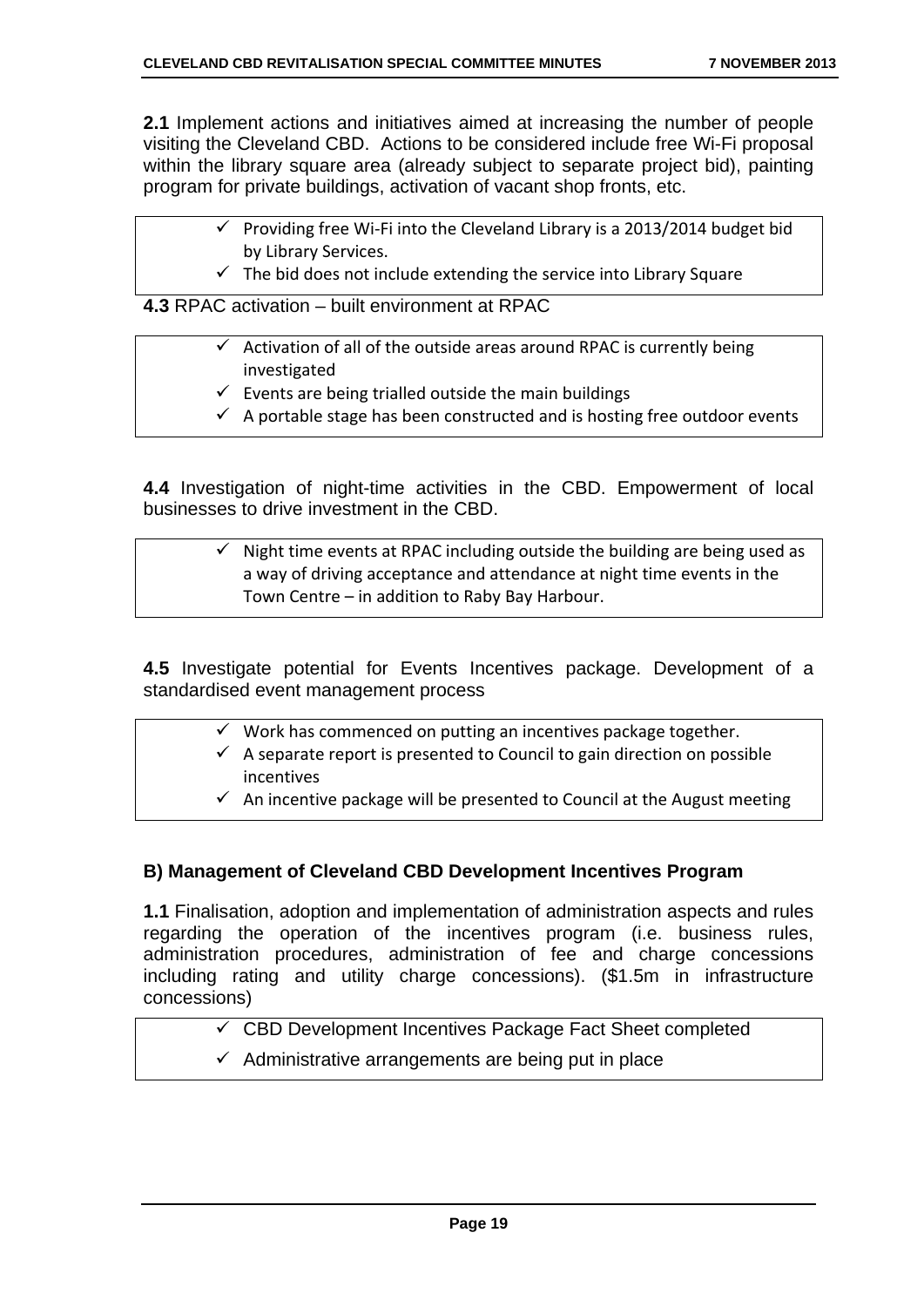**2.1** Implement actions and initiatives aimed at increasing the number of people visiting the Cleveland CBD. Actions to be considered include free Wi-Fi proposal within the library square area (already subject to separate project bid), painting program for private buildings, activation of vacant shop fronts, etc.

- ✓ Providing free Wi-Fi into the Cleveland Library is a 2013/2014 budget bid by Library Services.
- ✓ The bid does not include extending the service into Library Square

**4.3** RPAC activation – built environment at RPAC

- ✓ Activation of all of the outside areas around RPAC is currently being investigated
- ✓ Events are being trialled outside the main buildings
- ✓ A portable stage has been constructed and is hosting free outdoor events

**4.4** Investigation of night-time activities in the CBD. Empowerment of local businesses to drive investment in the CBD.

- ✓ Night time events at RPAC including outside the building are being used as a way of driving acceptance and attendance at night time events in the Town Centre – in addition to Raby Bay Harbour.

**4.5** Investigate potential for Events Incentives package. Development of a standardised event management process

- ✓ Work has commenced on putting an incentives package together.
- ✓ A separate report is presented to Council to gain direction on possible incentives
- ✓ An incentive package will be presented to Council at the August meeting

### B) Management of Cleveland CBD Development Incentives Program

**1.1** Finalisation, adoption and implementation of administration aspects and rules regarding the operation of the incentives program (i.e. business rules, administration procedures, administration of fee and charge concessions including rating and utility charge concessions). ($1.5m in infrastructure concessions)

- ✓ CBD Development Incentives Package Fact Sheet completed
- ✓ Administrative arrangements are being put in place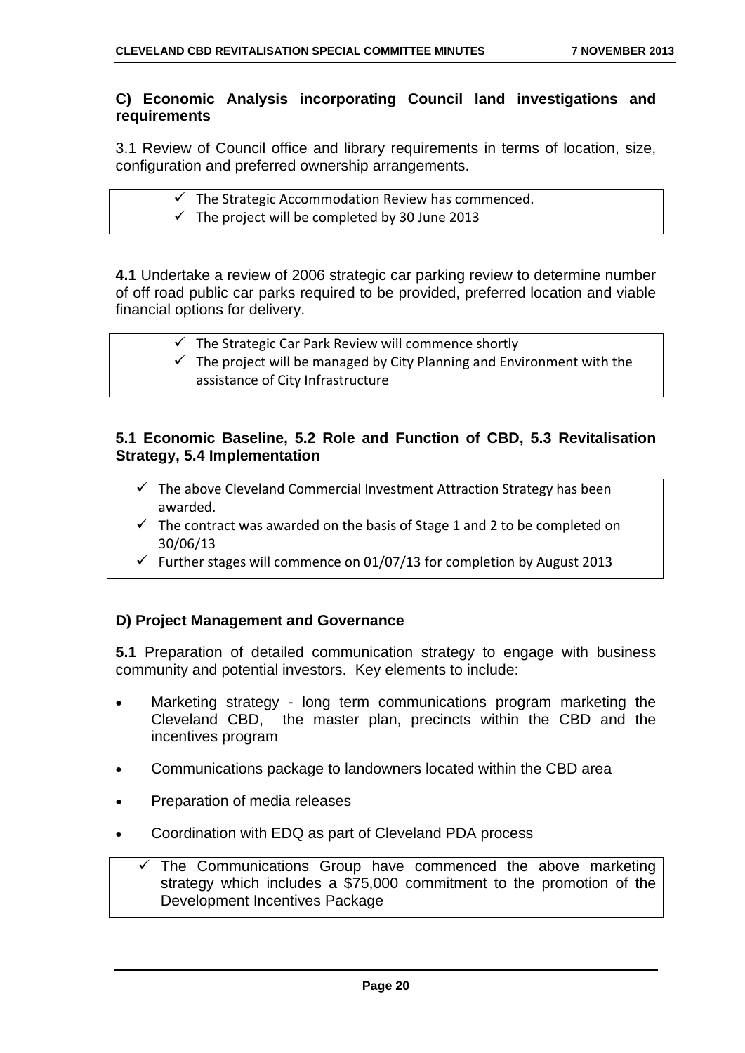### C) Economic Analysis incorporating Council land investigations and requirements

3.1 Review of Council office and library requirements in terms of location, size, configuration and preferred ownership arrangements.

- ✓ The Strategic Accommodation Review has commenced.
- ✓ The project will be completed by 30 June 2013

**4.1** Undertake a review of 2006 strategic car parking review to determine number of off road public car parks required to be provided, preferred location and viable financial options for delivery.

- ✓ The Strategic Car Park Review will commence shortly
- ✓ The project will be managed by City Planning and Environment with the assistance of City Infrastructure

### 5.1 Economic Baseline, 5.2 Role and Function of CBD, 5.3 Revitalisation Strategy, 5.4 Implementation

- ✓ The above Cleveland Commercial Investment Attraction Strategy has been awarded.
- ✓ The contract was awarded on the basis of Stage 1 and 2 to be completed on 30/06/13
- ✓ Further stages will commence on 01/07/13 for completion by August 2013

### D) Project Management and Governance

**5.1** Preparation of detailed communication strategy to engage with business community and potential investors. Key elements to include:

- Marketing strategy - long term communications program marketing the Cleveland CBD, the master plan, precincts within the CBD and the incentives program
- Communications package to landowners located within the CBD area
- Preparation of media releases
- Coordination with EDQ as part of Cleveland PDA process

- ✓ The Communications Group have commenced the above marketing strategy which includes a $75,000 commitment to the promotion of the Development Incentives Package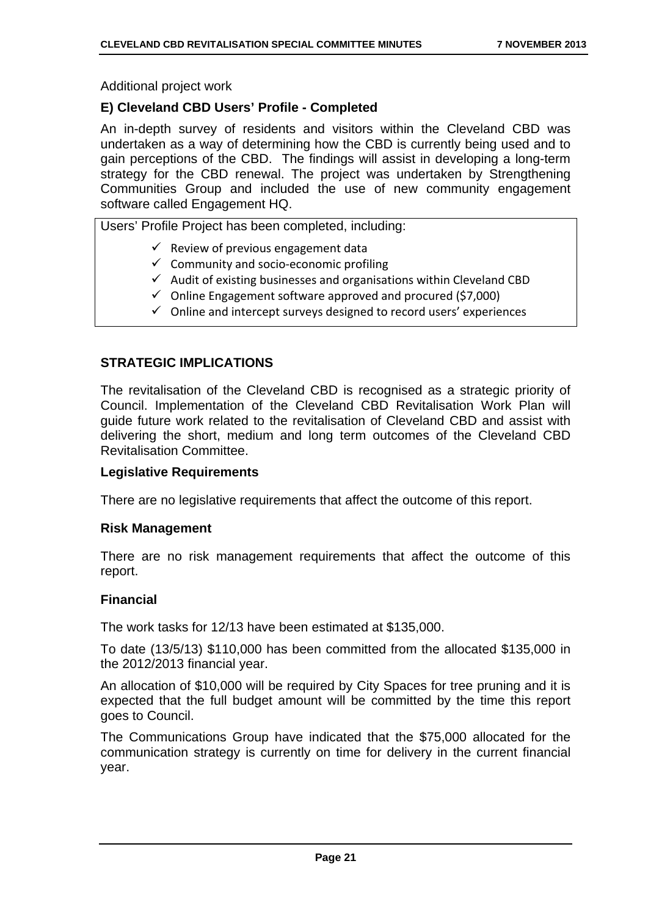Additional project work

### E) Cleveland CBD Users' Profile - Completed

An in-depth survey of residents and visitors within the Cleveland CBD was undertaken as a way of determining how the CBD is currently being used and to gain perceptions of the CBD. The findings will assist in developing a long-term strategy for the CBD renewal. The project was undertaken by Strengthening Communities Group and included the use of new community engagement software called Engagement HQ.

Users' Profile Project has been completed, including:

- ✓ Review of previous engagement data
- ✓ Community and socio-economic profiling
- ✓ Audit of existing businesses and organisations within Cleveland CBD
- ✓ Online Engagement software approved and procured ($7,000)
- ✓ Online and intercept surveys designed to record users' experiences

## STRATEGIC IMPLICATIONS

The revitalisation of the Cleveland CBD is recognised as a strategic priority of Council. Implementation of the Cleveland CBD Revitalisation Work Plan will guide future work related to the revitalisation of Cleveland CBD and assist with delivering the short, medium and long term outcomes of the Cleveland CBD Revitalisation Committee.

### Legislative Requirements

There are no legislative requirements that affect the outcome of this report.

### Risk Management

There are no risk management requirements that affect the outcome of this report.

### Financial

The work tasks for 12/13 have been estimated at $135,000.

To date (13/5/13) $110,000 has been committed from the allocated $135,000 in the 2012/2013 financial year.

An allocation of $10,000 will be required by City Spaces for tree pruning and it is expected that the full budget amount will be committed by the time this report goes to Council.

The Communications Group have indicated that the $75,000 allocated for the communication strategy is currently on time for delivery in the current financial year.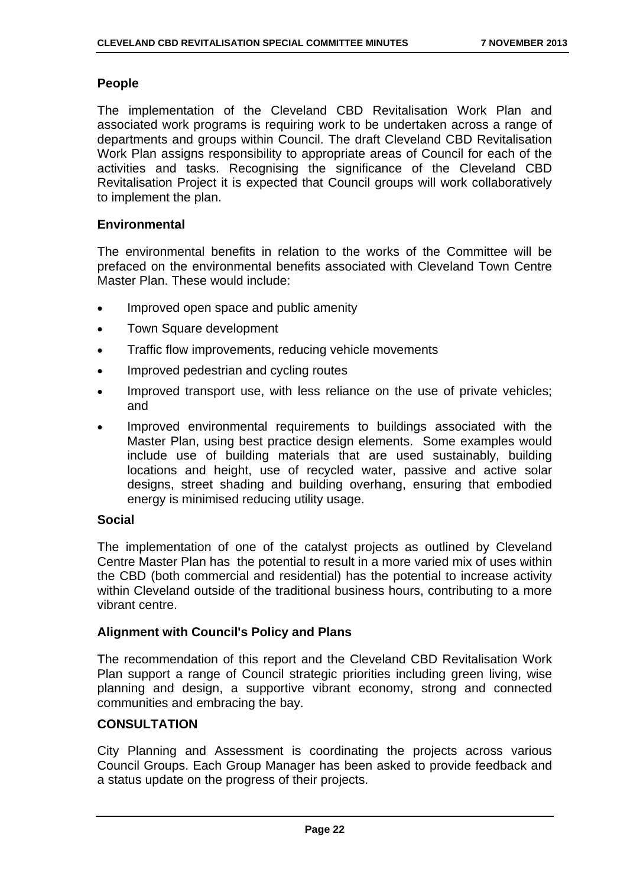### People

The implementation of the Cleveland CBD Revitalisation Work Plan and associated work programs is requiring work to be undertaken across a range of departments and groups within Council. The draft Cleveland CBD Revitalisation Work Plan assigns responsibility to appropriate areas of Council for each of the activities and tasks. Recognising the significance of the Cleveland CBD Revitalisation Project it is expected that Council groups will work collaboratively to implement the plan.

### Environmental

The environmental benefits in relation to the works of the Committee will be prefaced on the environmental benefits associated with Cleveland Town Centre Master Plan. These would include:

- Improved open space and public amenity
- Town Square development
- Traffic flow improvements, reducing vehicle movements
- Improved pedestrian and cycling routes
- Improved transport use, with less reliance on the use of private vehicles; and
- Improved environmental requirements to buildings associated with the Master Plan, using best practice design elements. Some examples would include use of building materials that are used sustainably, building locations and height, use of recycled water, passive and active solar designs, street shading and building overhang, ensuring that embodied energy is minimised reducing utility usage.

### Social

The implementation of one of the catalyst projects as outlined by Cleveland Centre Master Plan has the potential to result in a more varied mix of uses within the CBD (both commercial and residential) has the potential to increase activity within Cleveland outside of the traditional business hours, contributing to a more vibrant centre.

### Alignment with Council's Policy and Plans

The recommendation of this report and the Cleveland CBD Revitalisation Work Plan support a range of Council strategic priorities including green living, wise planning and design, a supportive vibrant economy, strong and connected communities and embracing the bay.

## CONSULTATION

City Planning and Assessment is coordinating the projects across various Council Groups. Each Group Manager has been asked to provide feedback and a status update on the progress of their projects.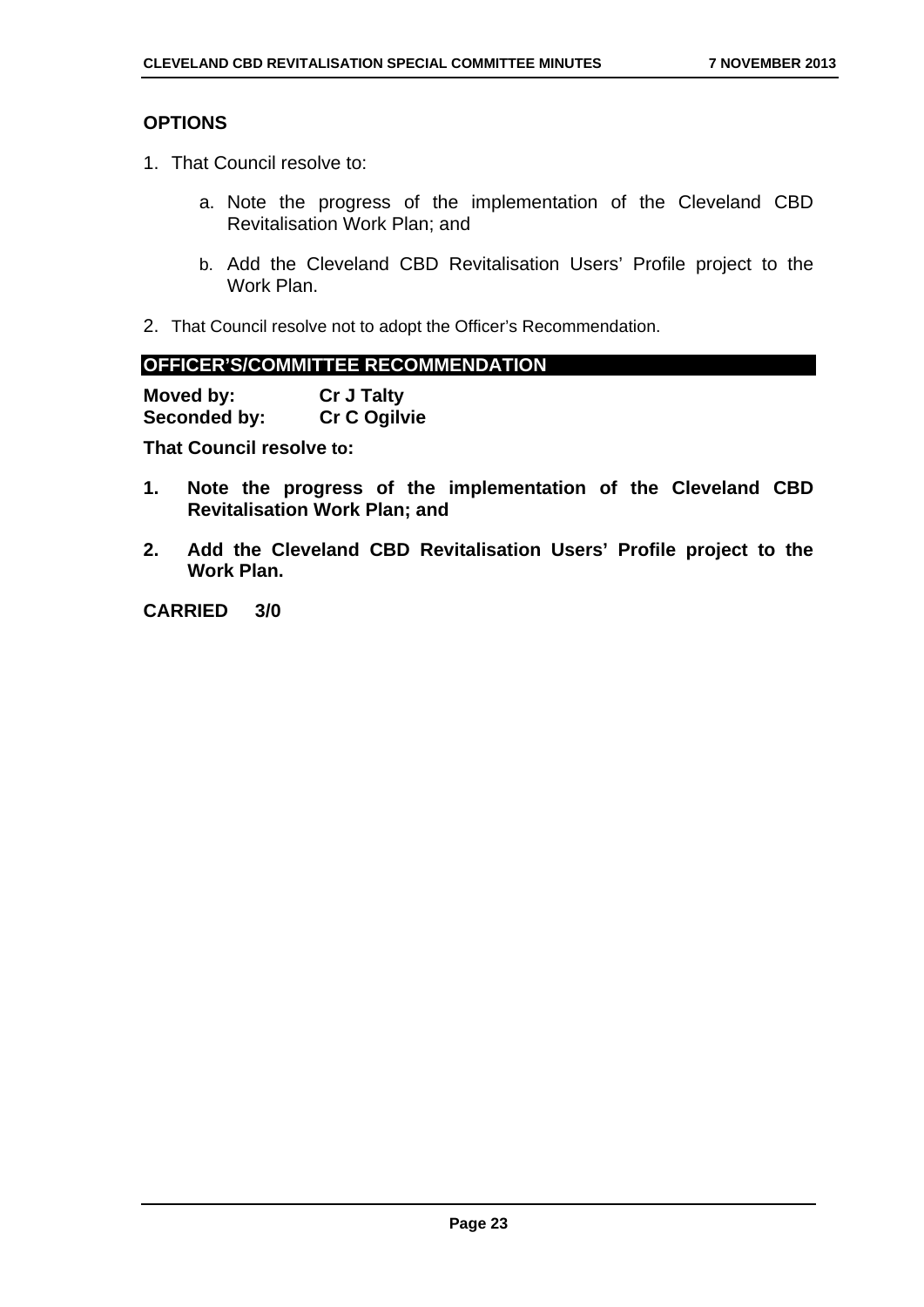## OPTIONS

1. That Council resolve to:

    a. Note the progress of the implementation of the Cleveland CBD Revitalisation Work Plan; and

    b. Add the Cleveland CBD Revitalisation Users' Profile project to the Work Plan.

2. That Council resolve not to adopt the Officer's Recommendation.

## OFFICER'S/COMMITTEE RECOMMENDATION

**Moved by:** **Cr J Talty**
**Seconded by:** **Cr C Ogilvie**

**That Council resolve to:**

1. **Note the progress of the implementation of the Cleveland CBD Revitalisation Work Plan; and**

2. **Add the Cleveland CBD Revitalisation Users' Profile project to the Work Plan.**

**CARRIED 3/0**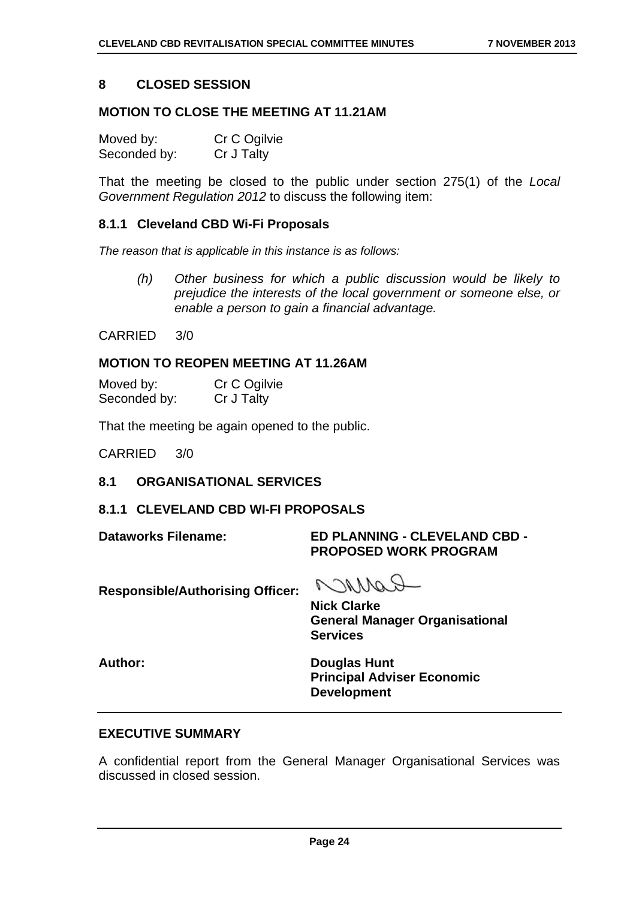## 8 CLOSED SESSION

### MOTION TO CLOSE THE MEETING AT 11.21AM

Moved by: Cr C Ogilvie
Seconded by: Cr J Talty

That the meeting be closed to the public under section 275(1) of the *Local Government Regulation 2012* to discuss the following item:

### 8.1.1 Cleveland CBD Wi-Fi Proposals

*The reason that is applicable in this instance is as follows:*

> *(h) Other business for which a public discussion would be likely to prejudice the interests of the local government or someone else, or enable a person to gain a financial advantage.*

CARRIED 3/0

### MOTION TO REOPEN MEETING AT 11.26AM

Moved by: Cr C Ogilvie
Seconded by: Cr J Talty

That the meeting be again opened to the public.

CARRIED 3/0

## 8.1 ORGANISATIONAL SERVICES

### 8.1.1 CLEVELAND CBD WI-FI PROPOSALS

**Dataworks Filename:** **ED PLANNING - CLEVELAND CBD - PROPOSED WORK PROGRAM**

**Responsible/Authorising Officer:** **Nick Clarke**
**General Manager Organisational Services**

**Author:** **Douglas Hunt**
**Principal Adviser Economic Development**

### EXECUTIVE SUMMARY

A confidential report from the General Manager Organisational Services was discussed in closed session.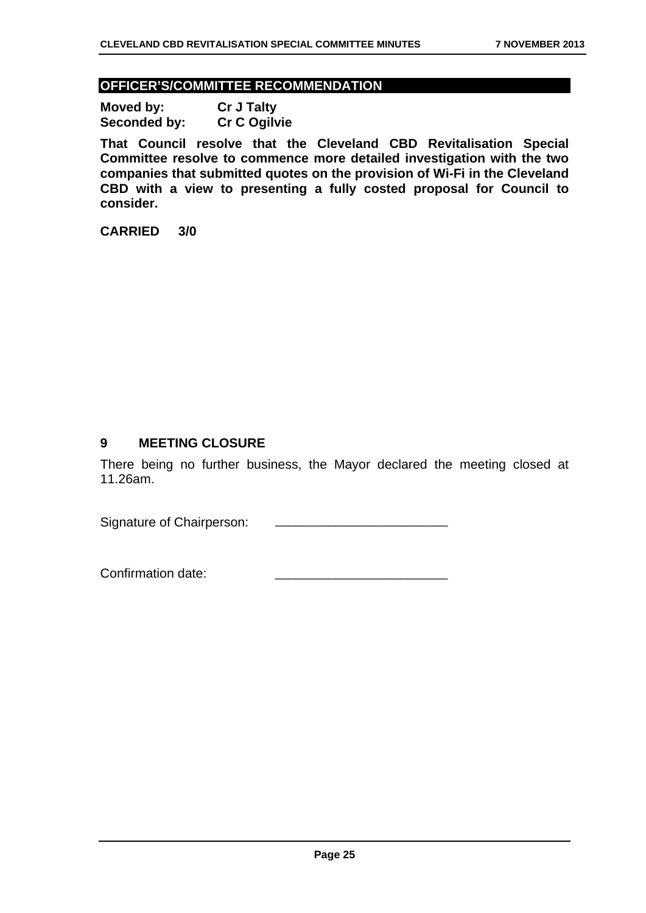## OFFICER'S/COMMITTEE RECOMMENDATION

**Moved by:** **Cr J Talty**
**Seconded by:** **Cr C Ogilvie**

**That Council resolve that the Cleveland CBD Revitalisation Special Committee resolve to commence more detailed investigation with the two companies that submitted quotes on the provision of Wi-Fi in the Cleveland CBD with a view to presenting a fully costed proposal for Council to consider.**

**CARRIED 3/0**

## 9 MEETING CLOSURE

There being no further business, the Mayor declared the meeting closed at 11.26am.

Signature of Chairperson: ________________________

Confirmation date: ________________________